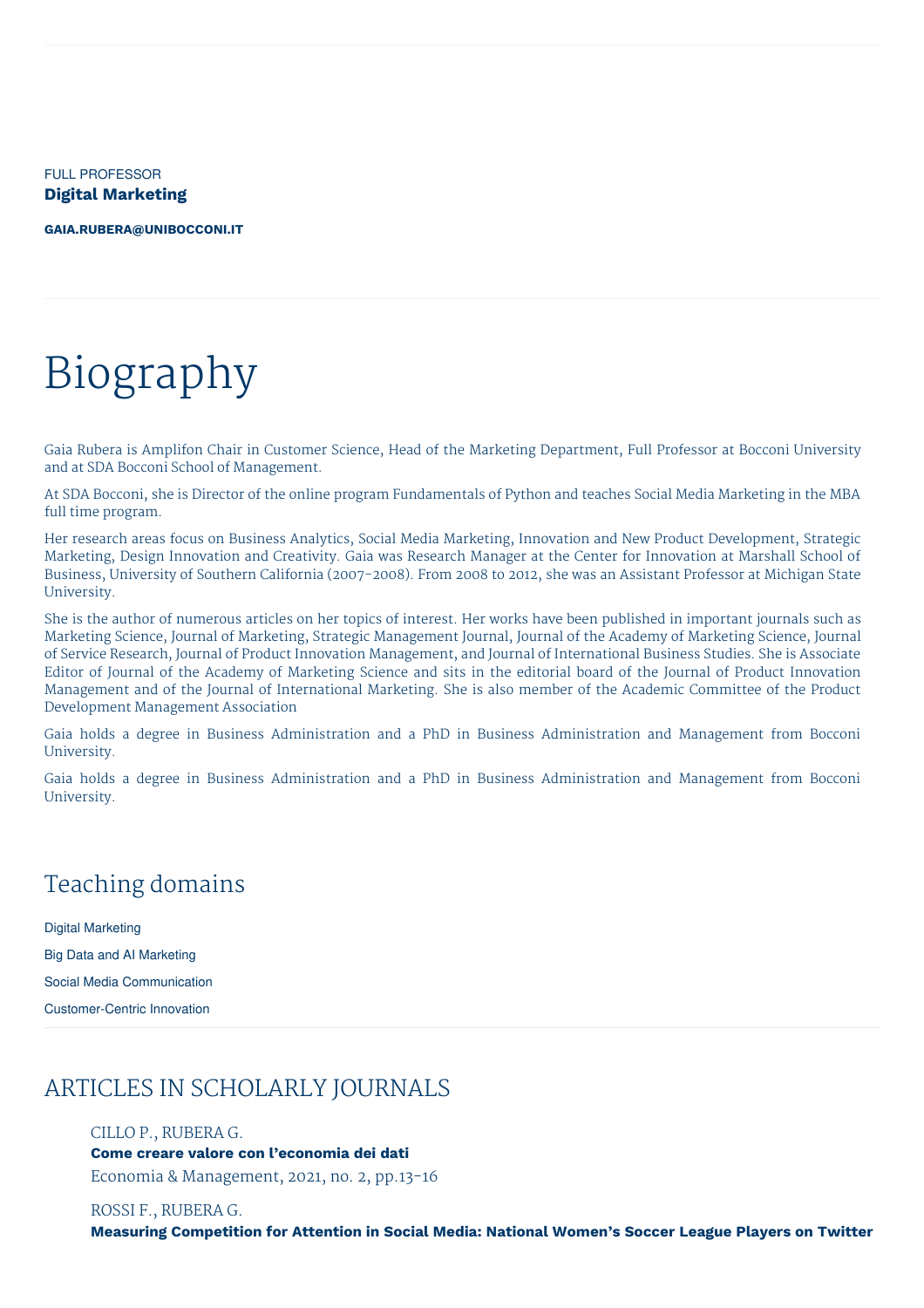FULL PROFESSOR

**Digital Marketing**

**GAIA.RUBERA@UNIBOCCONI.IT**

# Biography

Gaia Rubera is Amplifon Chair in Customer Science, Head of the Marketing Department, Full Professor at Bocconi University and at SDA Bocconi School of Management.

At SDA Bocconi, she is Director of the online program Fundamentals of Python and teaches Social Media Marketing in the MBA full time program.

Her research areas focus on Business Analytics, Social Media Marketing, Innovation and New Product Development, Strategic Marketing, Design Innovation and Creativity. Gaia was Research Manager at the Center for Innovation at Marshall School of Business, University of Southern California (2007-2008). From 2008 to 2012, she was an Assistant Professor at Michigan State University.

She is the author of numerous articles on her topics of interest. Her works have been published in important journals such as Marketing Science, Journal of Marketing, Strategic Management Journal, Journal of the Academy of Marketing Science, Journal of Service Research, Journal of Product Innovation Management, and Journal of International Business Studies. She is Associate Editor of Journal of the Academy of Marketing Science and sits in the editorial board of the Journal of Product Innovation Management and of the Journal of International Marketing. She is also member of the Academic Committee of the Product Development Management Association

Gaia holds a degree in Business Administration and a PhD in Business Administration and Management from Bocconi University.

Gaia holds a degree in Business Administration and a PhD in Business Administration and Management from Bocconi University.

## Teaching domains

Digital Marketing

Big Data and AI Marketing

Social Media Communication

Customer-Centric Innovation

## ARTICLES IN SCHOLARLY JOURNALS

CILLO P., RUBERA G.
**Come creare valore con l'economia dei dati**
Economia & Management, 2021, no. 2, pp.13-16

ROSSI F., RUBERA G.
**Measuring Competition for Attention in Social Media: National Women's Soccer League Players on Twitter**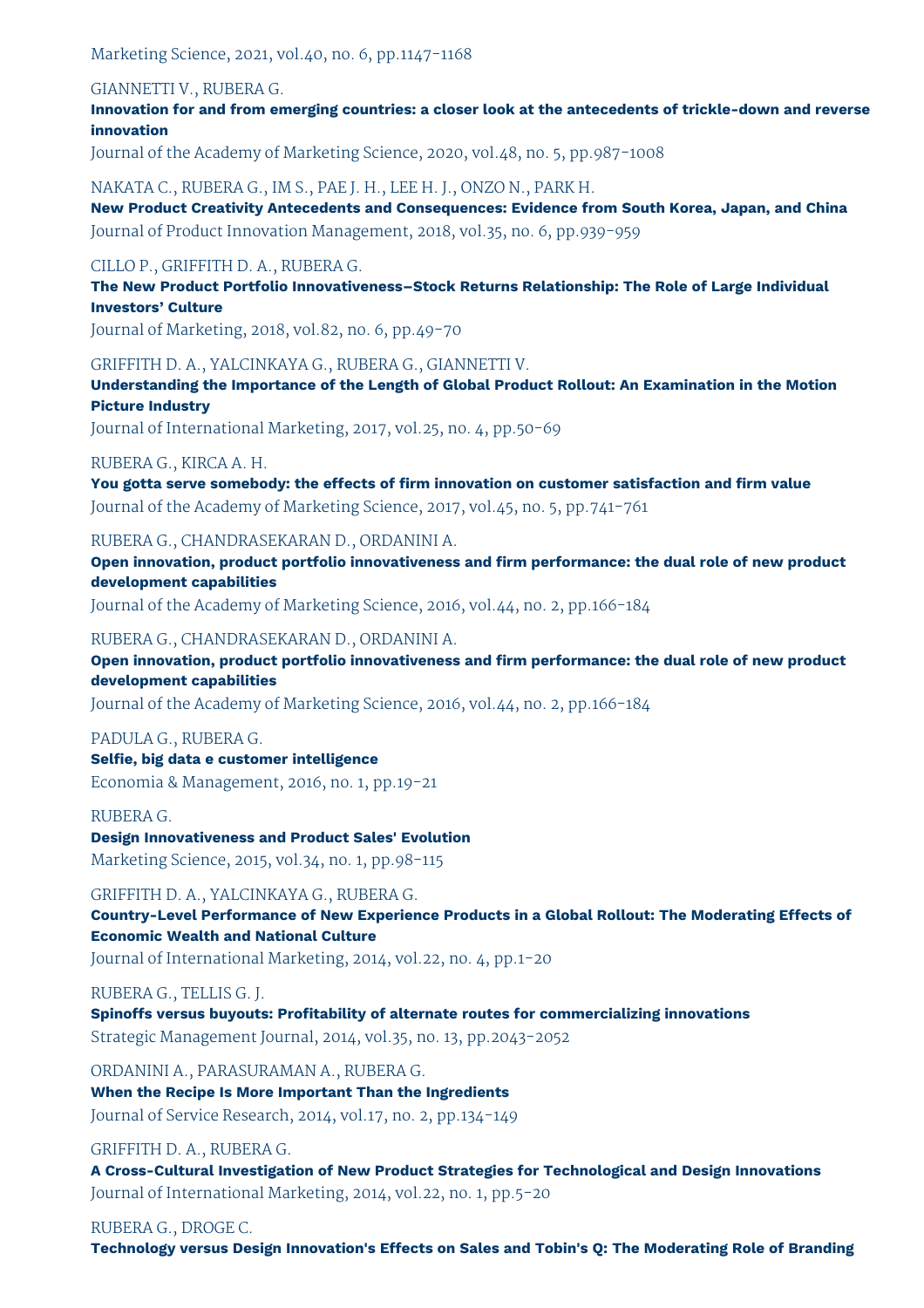Marketing Science, 2021, vol.40, no. 6, pp.1147-1168

GIANNETTI V., RUBERA G.
**Innovation for and from emerging countries: a closer look at the antecedents of trickle-down and reverse innovation**
Journal of the Academy of Marketing Science, 2020, vol.48, no. 5, pp.987-1008

NAKATA C., RUBERA G., IM S., PAE J. H., LEE H. J., ONZO N., PARK H.
**New Product Creativity Antecedents and Consequences: Evidence from South Korea, Japan, and China**
Journal of Product Innovation Management, 2018, vol.35, no. 6, pp.939-959

CILLO P., GRIFFITH D. A., RUBERA G.
**The New Product Portfolio Innovativeness–Stock Returns Relationship: The Role of Large Individual Investors' Culture**
Journal of Marketing, 2018, vol.82, no. 6, pp.49-70

GRIFFITH D. A., YALCINKAYA G., RUBERA G., GIANNETTI V.
**Understanding the Importance of the Length of Global Product Rollout: An Examination in the Motion Picture Industry**
Journal of International Marketing, 2017, vol.25, no. 4, pp.50-69

RUBERA G., KIRCA A. H.
**You gotta serve somebody: the effects of firm innovation on customer satisfaction and firm value**
Journal of the Academy of Marketing Science, 2017, vol.45, no. 5, pp.741-761

RUBERA G., CHANDRASEKARAN D., ORDANINI A.
**Open innovation, product portfolio innovativeness and firm performance: the dual role of new product development capabilities**
Journal of the Academy of Marketing Science, 2016, vol.44, no. 2, pp.166-184

RUBERA G., CHANDRASEKARAN D., ORDANINI A.
**Open innovation, product portfolio innovativeness and firm performance: the dual role of new product development capabilities**
Journal of the Academy of Marketing Science, 2016, vol.44, no. 2, pp.166-184

PADULA G., RUBERA G.
**Selfie, big data e customer intelligence**
Economia & Management, 2016, no. 1, pp.19-21

RUBERA G.
**Design Innovativeness and Product Sales' Evolution**
Marketing Science, 2015, vol.34, no. 1, pp.98-115

GRIFFITH D. A., YALCINKAYA G., RUBERA G.
**Country-Level Performance of New Experience Products in a Global Rollout: The Moderating Effects of Economic Wealth and National Culture**
Journal of International Marketing, 2014, vol.22, no. 4, pp.1-20

RUBERA G., TELLIS G. J.
**Spinoffs versus buyouts: Profitability of alternate routes for commercializing innovations**
Strategic Management Journal, 2014, vol.35, no. 13, pp.2043-2052

ORDANINI A., PARASURAMAN A., RUBERA G.
**When the Recipe Is More Important Than the Ingredients**
Journal of Service Research, 2014, vol.17, no. 2, pp.134-149

GRIFFITH D. A., RUBERA G.
**A Cross-Cultural Investigation of New Product Strategies for Technological and Design Innovations**
Journal of International Marketing, 2014, vol.22, no. 1, pp.5-20

RUBERA G., DROGE C.
**Technology versus Design Innovation's Effects on Sales and Tobin's Q: The Moderating Role of Branding**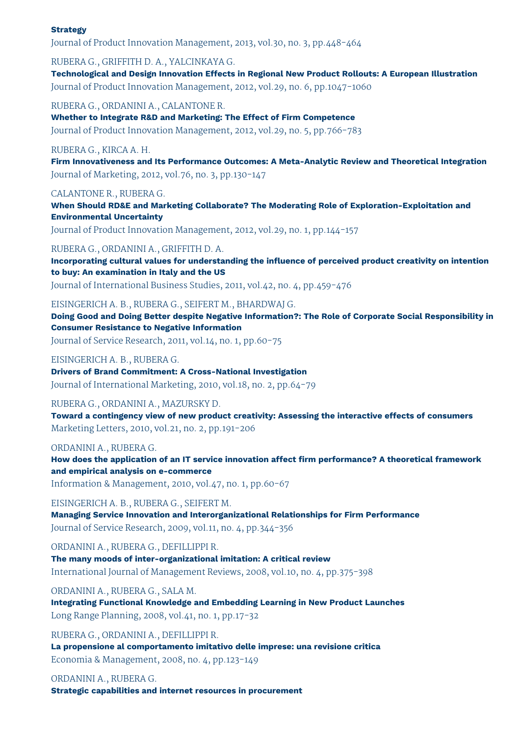**Strategy**
Journal of Product Innovation Management, 2013, vol.30, no. 3, pp.448-464

RUBERA G., GRIFFITH D. A., YALCINKAYA G.
**Technological and Design Innovation Effects in Regional New Product Rollouts: A European Illustration**
Journal of Product Innovation Management, 2012, vol.29, no. 6, pp.1047-1060

RUBERA G., ORDANINI A., CALANTONE R.
**Whether to Integrate R&D and Marketing: The Effect of Firm Competence**
Journal of Product Innovation Management, 2012, vol.29, no. 5, pp.766-783

RUBERA G., KIRCA A. H.
**Firm Innovativeness and Its Performance Outcomes: A Meta-Analytic Review and Theoretical Integration**
Journal of Marketing, 2012, vol.76, no. 3, pp.130-147

CALANTONE R., RUBERA G.
**When Should RD&E and Marketing Collaborate? The Moderating Role of Exploration-Exploitation and Environmental Uncertainty**
Journal of Product Innovation Management, 2012, vol.29, no. 1, pp.144-157

RUBERA G., ORDANINI A., GRIFFITH D. A.
**Incorporating cultural values for understanding the influence of perceived product creativity on intention to buy: An examination in Italy and the US**
Journal of International Business Studies, 2011, vol.42, no. 4, pp.459-476

EISINGERICH A. B., RUBERA G., SEIFERT M., BHARDWAJ G.
**Doing Good and Doing Better despite Negative Information?: The Role of Corporate Social Responsibility in Consumer Resistance to Negative Information**
Journal of Service Research, 2011, vol.14, no. 1, pp.60-75

EISINGERICH A. B., RUBERA G.
**Drivers of Brand Commitment: A Cross-National Investigation**
Journal of International Marketing, 2010, vol.18, no. 2, pp.64-79

RUBERA G., ORDANINI A., MAZURSKY D.
**Toward a contingency view of new product creativity: Assessing the interactive effects of consumers**
Marketing Letters, 2010, vol.21, no. 2, pp.191-206

ORDANINI A., RUBERA G.
**How does the application of an IT service innovation affect firm performance? A theoretical framework and empirical analysis on e-commerce**
Information & Management, 2010, vol.47, no. 1, pp.60-67

EISINGERICH A. B., RUBERA G., SEIFERT M.
**Managing Service Innovation and Interorganizational Relationships for Firm Performance**
Journal of Service Research, 2009, vol.11, no. 4, pp.344-356

ORDANINI A., RUBERA G., DEFILLIPPI R.
**The many moods of inter-organizational imitation: A critical review**
International Journal of Management Reviews, 2008, vol.10, no. 4, pp.375-398

ORDANINI A., RUBERA G., SALA M.
**Integrating Functional Knowledge and Embedding Learning in New Product Launches**
Long Range Planning, 2008, vol.41, no. 1, pp.17-32

RUBERA G., ORDANINI A., DEFILLIPPI R.
**La propensione al comportamento imitativo delle imprese: una revisione critica**
Economia & Management, 2008, no. 4, pp.123-149

ORDANINI A., RUBERA G.
**Strategic capabilities and internet resources in procurement**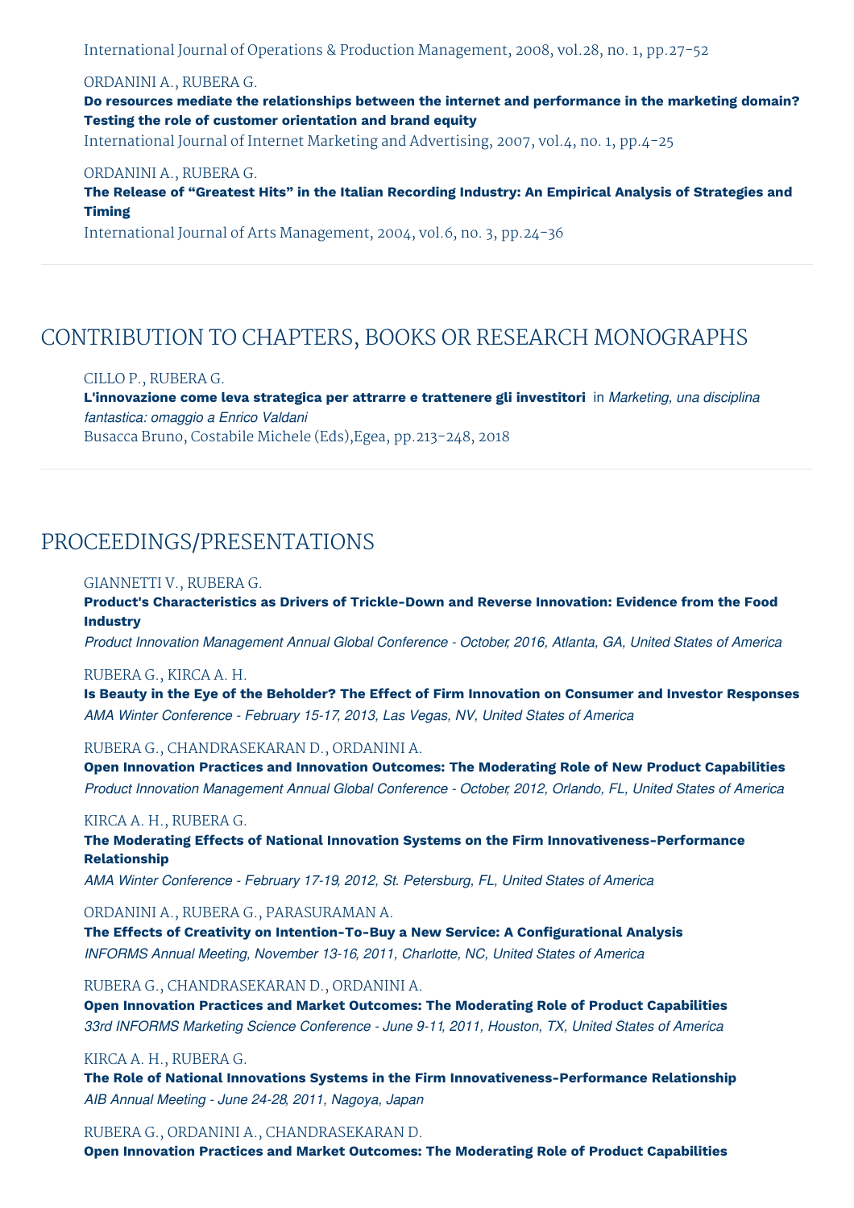International Journal of Operations & Production Management, 2008, vol.28, no. 1, pp.27-52

ORDANINI A., RUBERA G.
**Do resources mediate the relationships between the internet and performance in the marketing domain? Testing the role of customer orientation and brand equity**
International Journal of Internet Marketing and Advertising, 2007, vol.4, no. 1, pp.4-25

ORDANINI A., RUBERA G.
**The Release of “Greatest Hits” in the Italian Recording Industry: An Empirical Analysis of Strategies and Timing**
International Journal of Arts Management, 2004, vol.6, no. 3, pp.24-36

## CONTRIBUTION TO CHAPTERS, BOOKS OR RESEARCH MONOGRAPHS

CILLO P., RUBERA G.
**L'innovazione come leva strategica per attrarre e trattenere gli investitori** in *Marketing, una disciplina fantastica: omaggio a Enrico Valdani*
Busacca Bruno, Costabile Michele (Eds),Egea, pp.213-248, 2018

## PROCEEDINGS/PRESENTATIONS

GIANNETTI V., RUBERA G.
**Product's Characteristics as Drivers of Trickle-Down and Reverse Innovation: Evidence from the Food Industry**
*Product Innovation Management Annual Global Conference - October, 2016, Atlanta, GA, United States of America*

RUBERA G., KIRCA A. H.
**Is Beauty in the Eye of the Beholder? The Effect of Firm Innovation on Consumer and Investor Responses**
*AMA Winter Conference - February 15-17, 2013, Las Vegas, NV, United States of America*

RUBERA G., CHANDRASEKARAN D., ORDANINI A.
**Open Innovation Practices and Innovation Outcomes: The Moderating Role of New Product Capabilities**
*Product Innovation Management Annual Global Conference - October, 2012, Orlando, FL, United States of America*

KIRCA A. H., RUBERA G.
**The Moderating Effects of National Innovation Systems on the Firm Innovativeness-Performance Relationship**
*AMA Winter Conference - February 17-19, 2012, St. Petersburg, FL, United States of America*

ORDANINI A., RUBERA G., PARASURAMAN A.
**The Effects of Creativity on Intention-To-Buy a New Service: A Configurational Analysis**
*INFORMS Annual Meeting, November 13-16, 2011, Charlotte, NC, United States of America*

RUBERA G., CHANDRASEKARAN D., ORDANINI A.
**Open Innovation Practices and Market Outcomes: The Moderating Role of Product Capabilities**
*33rd INFORMS Marketing Science Conference - June 9-11, 2011, Houston, TX, United States of America*

KIRCA A. H., RUBERA G.
**The Role of National Innovations Systems in the Firm Innovativeness-Performance Relationship**
*AIB Annual Meeting - June 24-28, 2011, Nagoya, Japan*

RUBERA G., ORDANINI A., CHANDRASEKARAN D.
**Open Innovation Practices and Market Outcomes: The Moderating Role of Product Capabilities**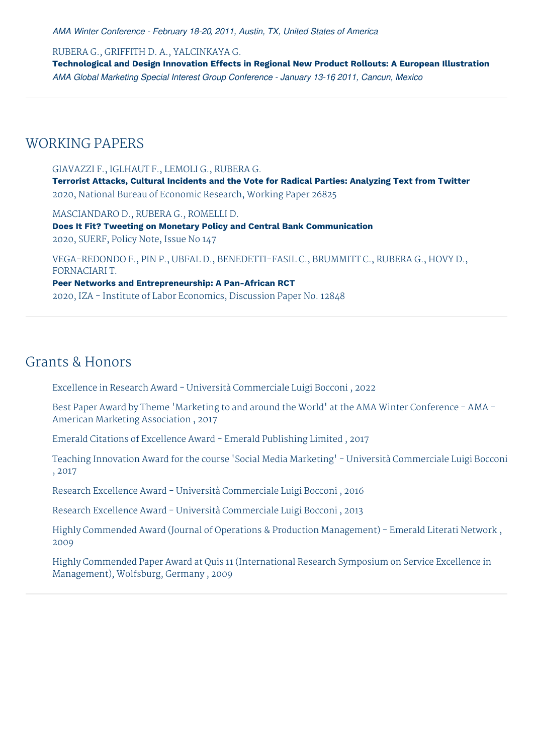*AMA Winter Conference - February 18-20, 2011, Austin, TX, United States of America*

RUBERA G., GRIFFITH D. A., YALCINKAYA G.
**Technological and Design Innovation Effects in Regional New Product Rollouts: A European Illustration**
*AMA Global Marketing Special Interest Group Conference - January 13-16, 2011, Cancun, Mexico*

## WORKING PAPERS

GIAVAZZI F., IGLHAUT F., LEMOLI G., RUBERA G.
**Terrorist Attacks, Cultural Incidents and the Vote for Radical Parties: Analyzing Text from Twitter**
2020, National Bureau of Economic Research, Working Paper 26825

MASCIANDARO D., RUBERA G., ROMELLI D.
**Does It Fit? Tweeting on Monetary Policy and Central Bank Communication**
2020, SUERF, Policy Note, Issue No 147

VEGA-REDONDO F., PIN P., UBFAL D., BENEDETTI-FASIL C., BRUMMITT C., RUBERA G., HOVY D., FORNACIARI T.
**Peer Networks and Entrepreneurship: A Pan-African RCT**
2020, IZA - Institute of Labor Economics, Discussion Paper No. 12848

## Grants & Honors

Excellence in Research Award - Università Commerciale Luigi Bocconi , 2022

Best Paper Award by Theme 'Marketing to and around the World' at the AMA Winter Conference - AMA - American Marketing Association , 2017

Emerald Citations of Excellence Award - Emerald Publishing Limited , 2017

Teaching Innovation Award for the course 'Social Media Marketing' - Università Commerciale Luigi Bocconi , 2017

Research Excellence Award - Università Commerciale Luigi Bocconi , 2016

Research Excellence Award - Università Commerciale Luigi Bocconi , 2013

Highly Commended Award (Journal of Operations & Production Management) - Emerald Literati Network , 2009

Highly Commended Paper Award at Quis 11 (International Research Symposium on Service Excellence in Management), Wolfsburg, Germany , 2009